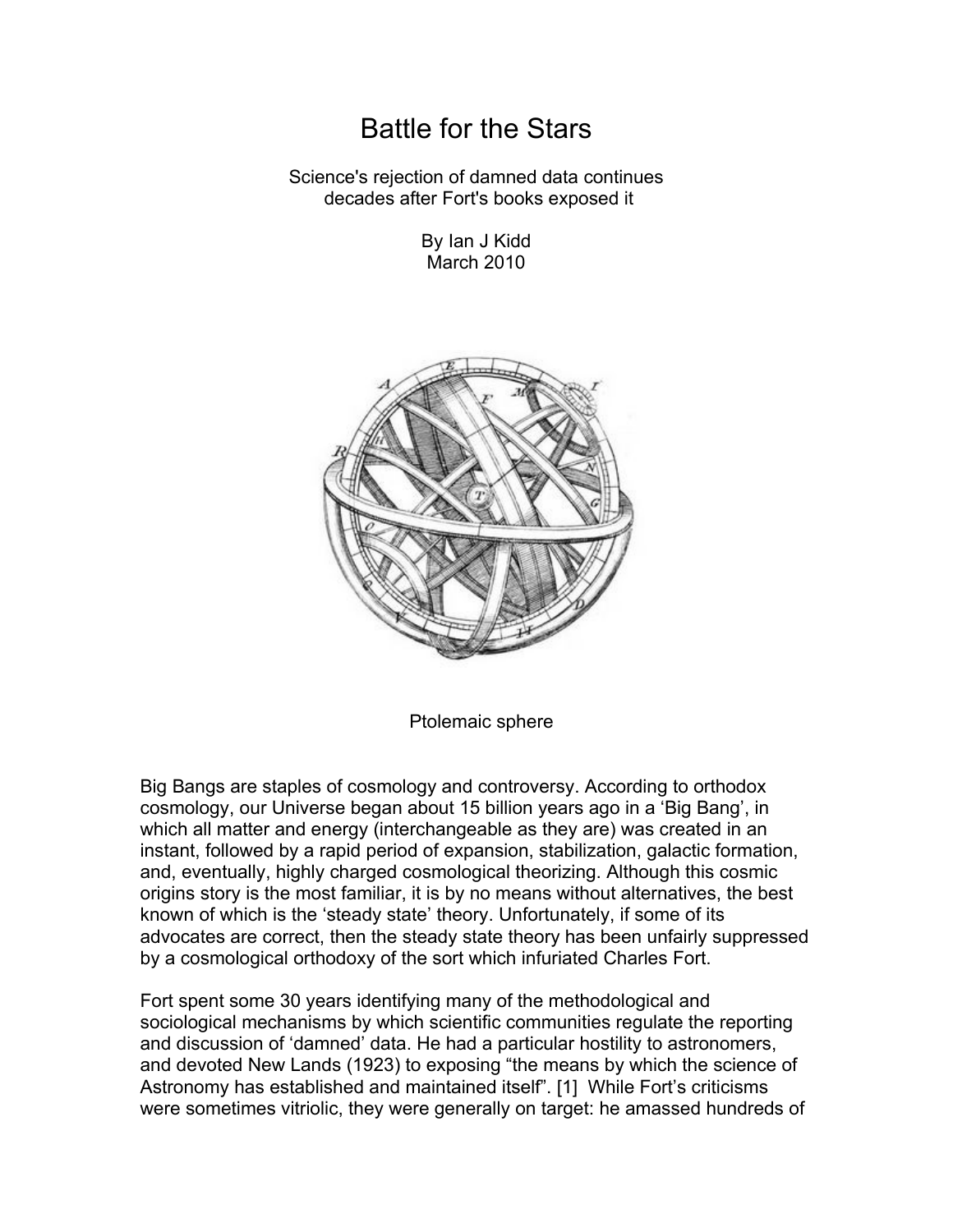# Battle for the Stars

Science's rejection of damned data continues decades after Fort's books exposed it

By Ian J Kidd
March 2010

Ptolemaic sphere

Big Bangs are staples of cosmology and controversy. According to orthodox cosmology, our Universe began about 15 billion years ago in a 'Big Bang', in which all matter and energy (interchangeable as they are) was created in an instant, followed by a rapid period of expansion, stabilization, galactic formation, and, eventually, highly charged cosmological theorizing. Although this cosmic origins story is the most familiar, it is by no means without alternatives, the best known of which is the 'steady state' theory. Unfortunately, if some of its advocates are correct, then the steady state theory has been unfairly suppressed by a cosmological orthodoxy of the sort which infuriated Charles Fort.

Fort spent some 30 years identifying many of the methodological and sociological mechanisms by which scientific communities regulate the reporting and discussion of 'damned' data. He had a particular hostility to astronomers, and devoted New Lands (1923) to exposing "the means by which the science of Astronomy has established and maintained itself". [1] While Fort's criticisms were sometimes vitriolic, they were generally on target: he amassed hundreds of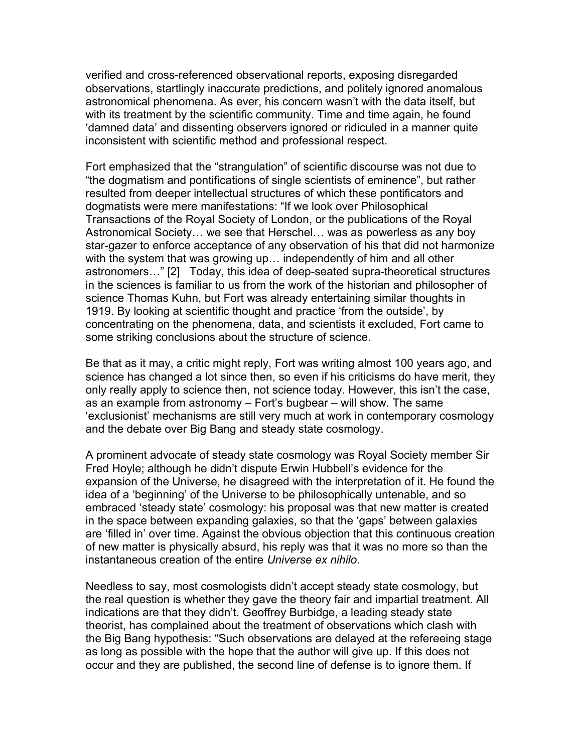verified and cross-referenced observational reports, exposing disregarded observations, startlingly inaccurate predictions, and politely ignored anomalous astronomical phenomena. As ever, his concern wasn't with the data itself, but with its treatment by the scientific community. Time and time again, he found 'damned data' and dissenting observers ignored or ridiculed in a manner quite inconsistent with scientific method and professional respect.

Fort emphasized that the "strangulation" of scientific discourse was not due to "the dogmatism and pontifications of single scientists of eminence", but rather resulted from deeper intellectual structures of which these pontificators and dogmatists were mere manifestations: "If we look over Philosophical Transactions of the Royal Society of London, or the publications of the Royal Astronomical Society… we see that Herschel… was as powerless as any boy star-gazer to enforce acceptance of any observation of his that did not harmonize with the system that was growing up… independently of him and all other astronomers…" [2] Today, this idea of deep-seated supra-theoretical structures in the sciences is familiar to us from the work of the historian and philosopher of science Thomas Kuhn, but Fort was already entertaining similar thoughts in 1919. By looking at scientific thought and practice 'from the outside', by concentrating on the phenomena, data, and scientists it excluded, Fort came to some striking conclusions about the structure of science.

Be that as it may, a critic might reply, Fort was writing almost 100 years ago, and science has changed a lot since then, so even if his criticisms do have merit, they only really apply to science then, not science today. However, this isn't the case, as an example from astronomy – Fort's bugbear – will show. The same 'exclusionist' mechanisms are still very much at work in contemporary cosmology and the debate over Big Bang and steady state cosmology.

A prominent advocate of steady state cosmology was Royal Society member Sir Fred Hoyle; although he didn't dispute Erwin Hubbell's evidence for the expansion of the Universe, he disagreed with the interpretation of it. He found the idea of a 'beginning' of the Universe to be philosophically untenable, and so embraced 'steady state' cosmology: his proposal was that new matter is created in the space between expanding galaxies, so that the 'gaps' between galaxies are 'filled in' over time. Against the obvious objection that this continuous creation of new matter is physically absurd, his reply was that it was no more so than the instantaneous creation of the entire *Universe ex nihilo*.

Needless to say, most cosmologists didn't accept steady state cosmology, but the real question is whether they gave the theory fair and impartial treatment. All indications are that they didn't. Geoffrey Burbidge, a leading steady state theorist, has complained about the treatment of observations which clash with the Big Bang hypothesis: "Such observations are delayed at the refereeing stage as long as possible with the hope that the author will give up. If this does not occur and they are published, the second line of defense is to ignore them. If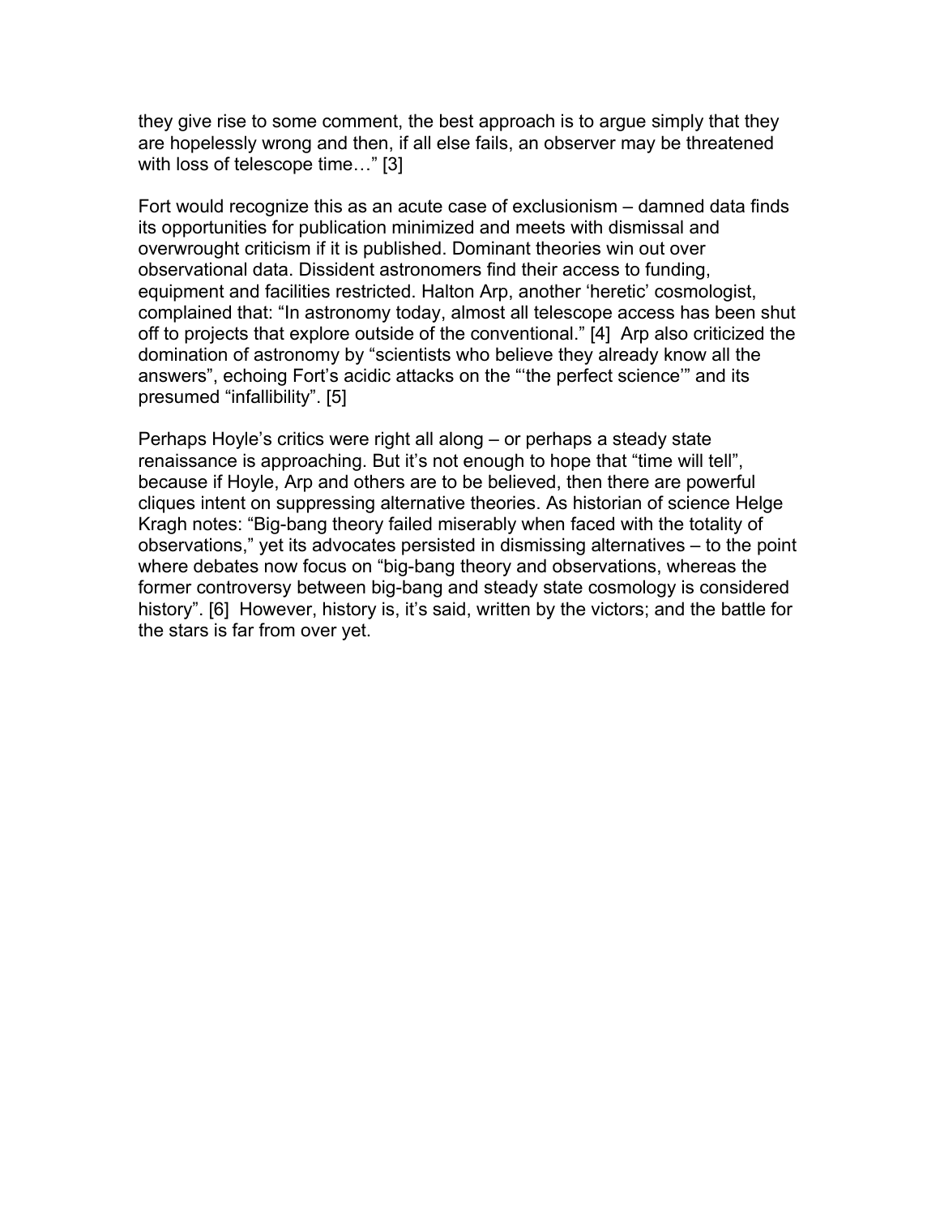they give rise to some comment, the best approach is to argue simply that they are hopelessly wrong and then, if all else fails, an observer may be threatened with loss of telescope time…" [3]

Fort would recognize this as an acute case of exclusionism – damned data finds its opportunities for publication minimized and meets with dismissal and overwrought criticism if it is published. Dominant theories win out over observational data. Dissident astronomers find their access to funding, equipment and facilities restricted. Halton Arp, another 'heretic' cosmologist, complained that: "In astronomy today, almost all telescope access has been shut off to projects that explore outside of the conventional." [4] Arp also criticized the domination of astronomy by "scientists who believe they already know all the answers", echoing Fort's acidic attacks on the "'the perfect science'" and its presumed "infallibility". [5]

Perhaps Hoyle's critics were right all along – or perhaps a steady state renaissance is approaching. But it's not enough to hope that "time will tell", because if Hoyle, Arp and others are to be believed, then there are powerful cliques intent on suppressing alternative theories. As historian of science Helge Kragh notes: "Big-bang theory failed miserably when faced with the totality of observations," yet its advocates persisted in dismissing alternatives – to the point where debates now focus on "big-bang theory and observations, whereas the former controversy between big-bang and steady state cosmology is considered history". [6] However, history is, it's said, written by the victors; and the battle for the stars is far from over yet.